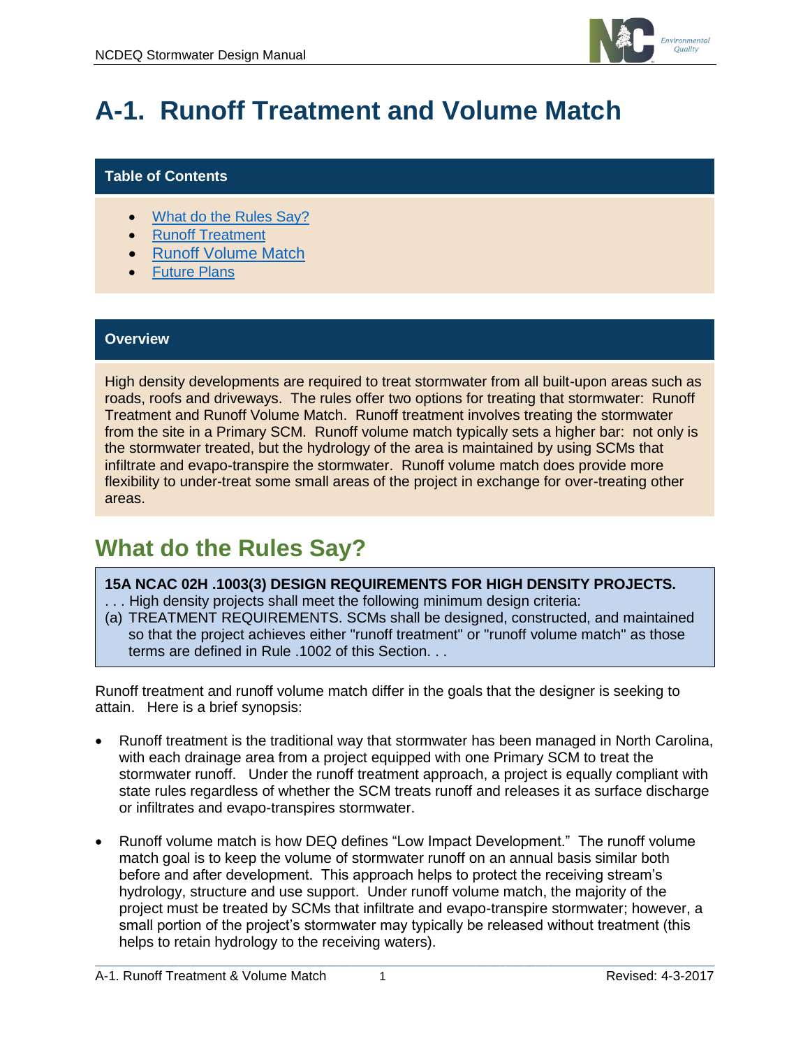# A-1. Runoff Treatment and Volume Match

**Table of Contents**

- [What do the Rules Say?]
- [Runoff Treatment]
- [Runoff Volume Match]
- [Future Plans]

**Overview**

High density developments are required to treat stormwater from all built-upon areas such as roads, roofs and driveways. The rules offer two options for treating that stormwater: Runoff Treatment and Runoff Volume Match. Runoff treatment involves treating the stormwater from the site in a Primary SCM. Runoff volume match typically sets a higher bar: not only is the stormwater treated, but the hydrology of the area is maintained by using SCMs that infiltrate and evapo-transpire the stormwater. Runoff volume match does provide more flexibility to under-treat some small areas of the project in exchange for over-treating other areas.

## What do the Rules Say?

**15A NCAC 02H .1003(3) DESIGN REQUIREMENTS FOR HIGH DENSITY PROJECTS.**
. . . High density projects shall meet the following minimum design criteria:
(a) TREATMENT REQUIREMENTS. SCMs shall be designed, constructed, and maintained so that the project achieves either "runoff treatment" or "runoff volume match" as those terms are defined in Rule .1002 of this Section. . .

Runoff treatment and runoff volume match differ in the goals that the designer is seeking to attain. Here is a brief synopsis:

- Runoff treatment is the traditional way that stormwater has been managed in North Carolina, with each drainage area from a project equipped with one Primary SCM to treat the stormwater runoff. Under the runoff treatment approach, a project is equally compliant with state rules regardless of whether the SCM treats runoff and releases it as surface discharge or infiltrates and evapo-transpires stormwater.

- Runoff volume match is how DEQ defines "Low Impact Development." The runoff volume match goal is to keep the volume of stormwater runoff on an annual basis similar both before and after development. This approach helps to protect the receiving stream's hydrology, structure and use support. Under runoff volume match, the majority of the project must be treated by SCMs that infiltrate and evapo-transpire stormwater; however, a small portion of the project's stormwater may typically be released without treatment (this helps to retain hydrology to the receiving waters).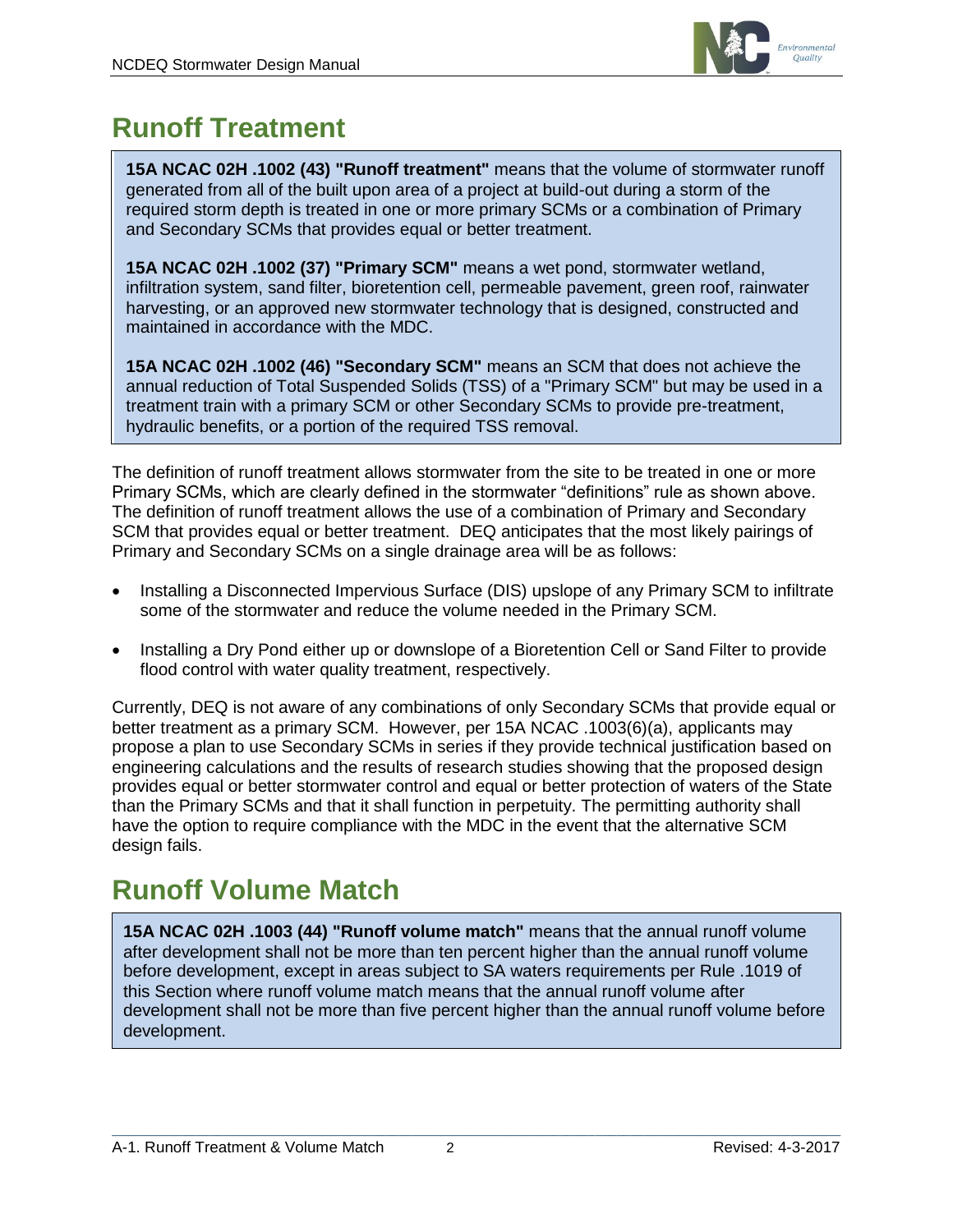# Runoff Treatment

**15A NCAC 02H .1002 (43) "Runoff treatment"** means that the volume of stormwater runoff generated from all of the built upon area of a project at build-out during a storm of the required storm depth is treated in one or more primary SCMs or a combination of Primary and Secondary SCMs that provides equal or better treatment.

**15A NCAC 02H .1002 (37) "Primary SCM"** means a wet pond, stormwater wetland, infiltration system, sand filter, bioretention cell, permeable pavement, green roof, rainwater harvesting, or an approved new stormwater technology that is designed, constructed and maintained in accordance with the MDC.

**15A NCAC 02H .1002 (46) "Secondary SCM"** means an SCM that does not achieve the annual reduction of Total Suspended Solids (TSS) of a "Primary SCM" but may be used in a treatment train with a primary SCM or other Secondary SCMs to provide pre-treatment, hydraulic benefits, or a portion of the required TSS removal.

The definition of runoff treatment allows stormwater from the site to be treated in one or more Primary SCMs, which are clearly defined in the stormwater "definitions" rule as shown above. The definition of runoff treatment allows the use of a combination of Primary and Secondary SCM that provides equal or better treatment. DEQ anticipates that the most likely pairings of Primary and Secondary SCMs on a single drainage area will be as follows:

- Installing a Disconnected Impervious Surface (DIS) upslope of any Primary SCM to infiltrate some of the stormwater and reduce the volume needed in the Primary SCM.
- Installing a Dry Pond either up or downslope of a Bioretention Cell or Sand Filter to provide flood control with water quality treatment, respectively.

Currently, DEQ is not aware of any combinations of only Secondary SCMs that provide equal or better treatment as a primary SCM. However, per 15A NCAC .1003(6)(a), applicants may propose a plan to use Secondary SCMs in series if they provide technical justification based on engineering calculations and the results of research studies showing that the proposed design provides equal or better stormwater control and equal or better protection of waters of the State than the Primary SCMs and that it shall function in perpetuity. The permitting authority shall have the option to require compliance with the MDC in the event that the alternative SCM design fails.

# Runoff Volume Match

**15A NCAC 02H .1003 (44) "Runoff volume match"** means that the annual runoff volume after development shall not be more than ten percent higher than the annual runoff volume before development, except in areas subject to SA waters requirements per Rule .1019 of this Section where runoff volume match means that the annual runoff volume after development shall not be more than five percent higher than the annual runoff volume before development.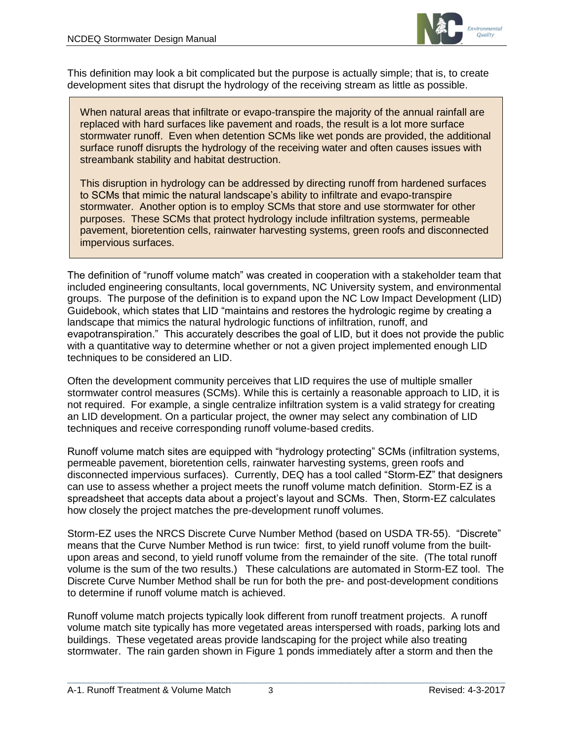This definition may look a bit complicated but the purpose is actually simple; that is, to create development sites that disrupt the hydrology of the receiving stream as little as possible.

> When natural areas that infiltrate or evapo-transpire the majority of the annual rainfall are replaced with hard surfaces like pavement and roads, the result is a lot more surface stormwater runoff. Even when detention SCMs like wet ponds are provided, the additional surface runoff disrupts the hydrology of the receiving water and often causes issues with streambank stability and habitat destruction.
>
> This disruption in hydrology can be addressed by directing runoff from hardened surfaces to SCMs that mimic the natural landscape's ability to infiltrate and evapo-transpire stormwater. Another option is to employ SCMs that store and use stormwater for other purposes. These SCMs that protect hydrology include infiltration systems, permeable pavement, bioretention cells, rainwater harvesting systems, green roofs and disconnected impervious surfaces.

The definition of "runoff volume match" was created in cooperation with a stakeholder team that included engineering consultants, local governments, NC University system, and environmental groups. The purpose of the definition is to expand upon the NC Low Impact Development (LID) Guidebook, which states that LID "maintains and restores the hydrologic regime by creating a landscape that mimics the natural hydrologic functions of infiltration, runoff, and evapotranspiration." This accurately describes the goal of LID, but it does not provide the public with a quantitative way to determine whether or not a given project implemented enough LID techniques to be considered an LID.

Often the development community perceives that LID requires the use of multiple smaller stormwater control measures (SCMs). While this is certainly a reasonable approach to LID, it is not required. For example, a single centralize infiltration system is a valid strategy for creating an LID development. On a particular project, the owner may select any combination of LID techniques and receive corresponding runoff volume-based credits.

Runoff volume match sites are equipped with "hydrology protecting" SCMs (infiltration systems, permeable pavement, bioretention cells, rainwater harvesting systems, green roofs and disconnected impervious surfaces). Currently, DEQ has a tool called "Storm-EZ" that designers can use to assess whether a project meets the runoff volume match definition. Storm-EZ is a spreadsheet that accepts data about a project's layout and SCMs. Then, Storm-EZ calculates how closely the project matches the pre-development runoff volumes.

Storm-EZ uses the NRCS Discrete Curve Number Method (based on USDA TR-55). "Discrete" means that the Curve Number Method is run twice: first, to yield runoff volume from the built-upon areas and second, to yield runoff volume from the remainder of the site. (The total runoff volume is the sum of the two results.) These calculations are automated in Storm-EZ tool. The Discrete Curve Number Method shall be run for both the pre- and post-development conditions to determine if runoff volume match is achieved.

Runoff volume match projects typically look different from runoff treatment projects. A runoff volume match site typically has more vegetated areas interspersed with roads, parking lots and buildings. These vegetated areas provide landscaping for the project while also treating stormwater. The rain garden shown in Figure 1 ponds immediately after a storm and then the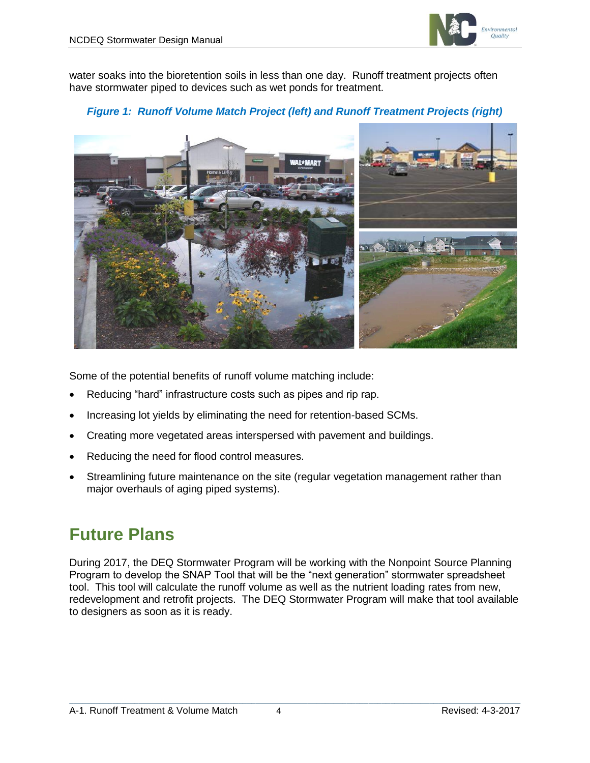water soaks into the bioretention soils in less than one day. Runoff treatment projects often have stormwater piped to devices such as wet ponds for treatment.

***Figure 1: Runoff Volume Match Project (left) and Runoff Treatment Projects (right)***

Some of the potential benefits of runoff volume matching include:

- Reducing “hard” infrastructure costs such as pipes and rip rap.
- Increasing lot yields by eliminating the need for retention-based SCMs.
- Creating more vegetated areas interspersed with pavement and buildings.
- Reducing the need for flood control measures.
- Streamlining future maintenance on the site (regular vegetation management rather than major overhauls of aging piped systems).

# Future Plans

During 2017, the DEQ Stormwater Program will be working with the Nonpoint Source Planning Program to develop the SNAP Tool that will be the “next generation” stormwater spreadsheet tool. This tool will calculate the runoff volume as well as the nutrient loading rates from new, redevelopment and retrofit projects. The DEQ Stormwater Program will make that tool available to designers as soon as it is ready.